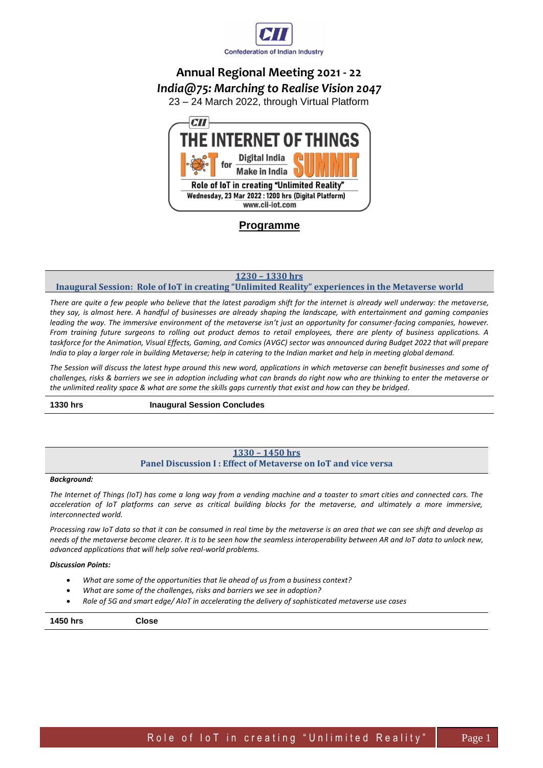Confederation of Indian Industry

# Annual Regional Meeting 2021 - 22

## *India@75: Marching to Realise Vision 2047*

23 – 24 March 2022, through Virtual Platform

**THE INTERNET OF THINGS**

**IoT for Digital India / Make in India SUMMIT**

**Role of IoT in creating "Unlimited Reality"**

**Wednesday, 23 Mar 2022 : 1200 hrs (Digital Platform)**

**www.cii-iot.com**

## Programme

### 1230 – 1330 hrs

### Inaugural Session: Role of IoT in creating "Unlimited Reality" experiences in the Metaverse world

*There are quite a few people who believe that the latest paradigm shift for the internet is already well underway: the metaverse, they say, is almost here. A handful of businesses are already shaping the landscape, with entertainment and gaming companies leading the way. The immersive environment of the metaverse isn't just an opportunity for consumer-facing companies, however. From training future surgeons to rolling out product demos to retail employees, there are plenty of business applications. A taskforce for the Animation, Visual Effects, Gaming, and Comics (AVGC) sector was announced during Budget 2022 that will prepare India to play a larger role in building Metaverse; help in catering to the Indian market and help in meeting global demand.*

*The Session will discuss the latest hype around this new word, applications in which metaverse can benefit businesses and some of challenges, risks & barriers we see in adoption including what can brands do right now who are thinking to enter the metaverse or the unlimited reality space & what are some the skills gaps currently that exist and how can they be bridged.*

| **1330 hrs** | **Inaugural Session Concludes** |
|---|---|

### 1330 – 1450 hrs

### Panel Discussion I : Effect of Metaverse on IoT and vice versa

***Background:***

*The Internet of Things (IoT) has come a long way from a vending machine and a toaster to smart cities and connected cars. The acceleration of IoT platforms can serve as critical building blocks for the metaverse, and ultimately a more immersive, interconnected world.*

*Processing raw IoT data so that it can be consumed in real time by the metaverse is an area that we can see shift and develop as needs of the metaverse become clearer. It is to be seen how the seamless interoperability between AR and IoT data to unlock new, advanced applications that will help solve real-world problems.*

***Discussion Points:***

- *What are some of the opportunities that lie ahead of us from a business context?*
- *What are some of the challenges, risks and barriers we see in adoption?*
- *Role of 5G and smart edge/ AIoT in accelerating the delivery of sophisticated metaverse use cases*

| **1450 hrs** | **Close** |
|---|---|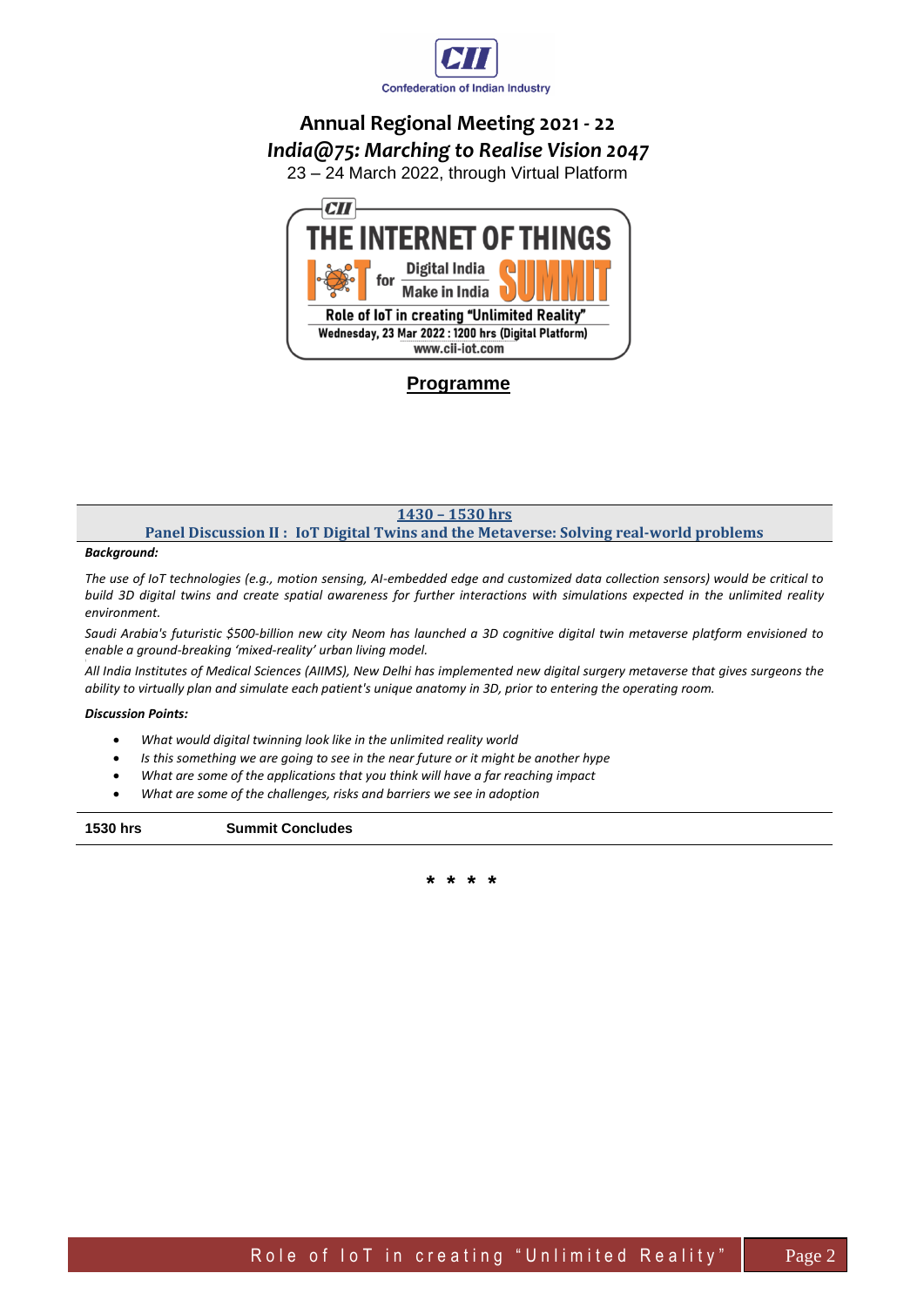Confederation of Indian Industry

# Annual Regional Meeting 2021 - 22

## *India@75: Marching to Realise Vision 2047*

23 – 24 March 2022, through Virtual Platform

CII

THE INTERNET OF THINGS

IoT for Digital India / Make in India SUMMIT

Role of IoT in creating "Unlimited Reality"

Wednesday, 23 Mar 2022 : 1200 hrs (Digital Platform)

www.cii-iot.com

## Programme

### 1430 – 1530 hrs

### Panel Discussion II : IoT Digital Twins and the Metaverse: Solving real-world problems

***Background:***

*The use of IoT technologies (e.g., motion sensing, AI-embedded edge and customized data collection sensors) would be critical to build 3D digital twins and create spatial awareness for further interactions with simulations expected in the unlimited reality environment.*

*Saudi Arabia's futuristic $500-billion new city Neom has launched a 3D cognitive digital twin metaverse platform envisioned to enable a ground-breaking 'mixed-reality' urban living model.*

*All India Institutes of Medical Sciences (AIIMS), New Delhi has implemented new digital surgery metaverse that gives surgeons the ability to virtually plan and simulate each patient's unique anatomy in 3D, prior to entering the operating room.*

***Discussion Points:***

- *What would digital twinning look like in the unlimited reality world*
- *Is this something we are going to see in the near future or it might be another hype*
- *What are some of the applications that you think will have a far reaching impact*
- *What are some of the challenges, risks and barriers we see in adoption*

| | |
|---|---|
| **1530 hrs** | **Summit Concludes** |

\* \* \* \*